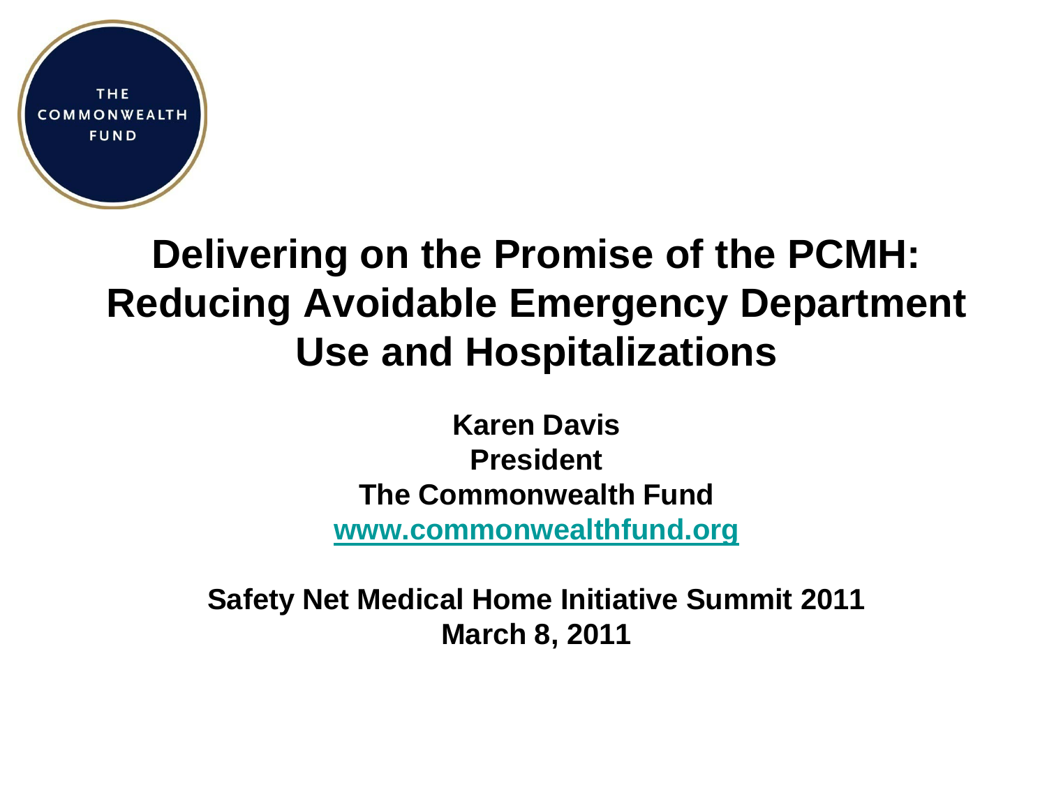THE COMMONWEALTH FUND

# Delivering on the Promise of the PCMH: Reducing Avoidable Emergency Department Use and Hospitalizations

**Karen Davis**
**President**
**The Commonwealth Fund**
**[www.commonwealthfund.org](http://www.commonwealthfund.org)**

**Safety Net Medical Home Initiative Summit 2011**
**March 8, 2011**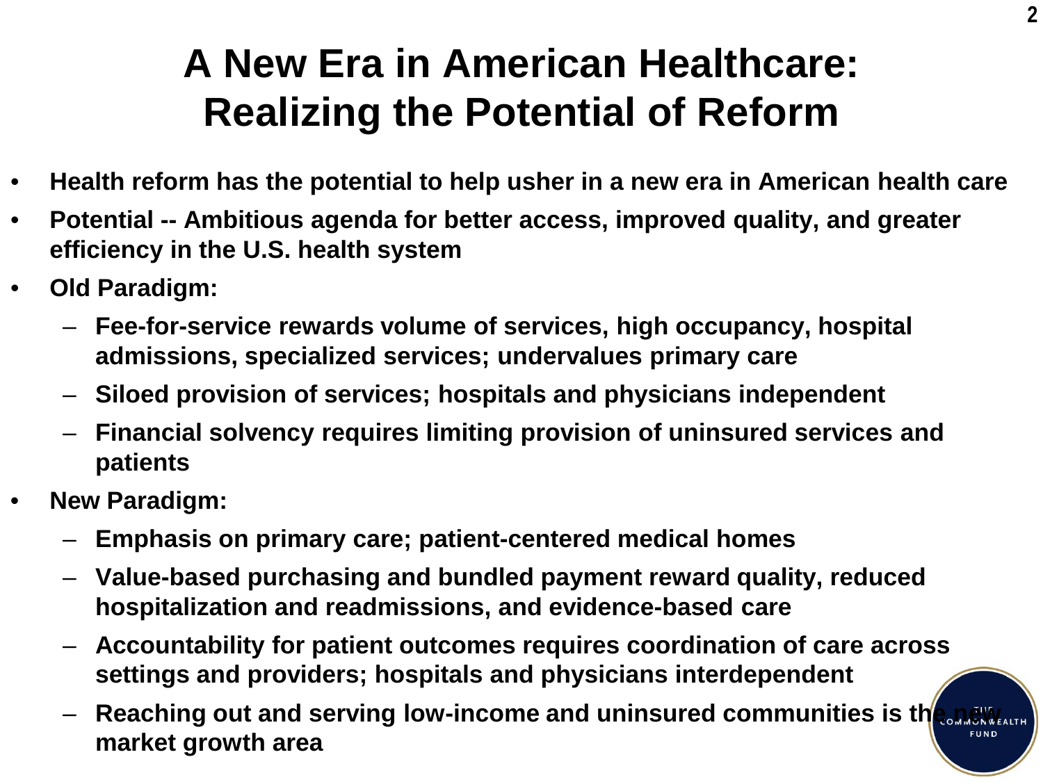# A New Era in American Healthcare: Realizing the Potential of Reform

- **Health reform has the potential to help usher in a new era in American health care**
- **Potential -- Ambitious agenda for better access, improved quality, and greater efficiency in the U.S. health system**
- **Old Paradigm:**
  - **Fee-for-service rewards volume of services, high occupancy, hospital admissions, specialized services; undervalues primary care**
  - **Siloed provision of services; hospitals and physicians independent**
  - **Financial solvency requires limiting provision of uninsured services and patients**
- **New Paradigm:**
  - **Emphasis on primary care; patient-centered medical homes**
  - **Value-based purchasing and bundled payment reward quality, reduced hospitalization and readmissions, and evidence-based care**
  - **Accountability for patient outcomes requires coordination of care across settings and providers; hospitals and physicians interdependent**
  - **Reaching out and serving low-income and uninsured communities is the new market growth area**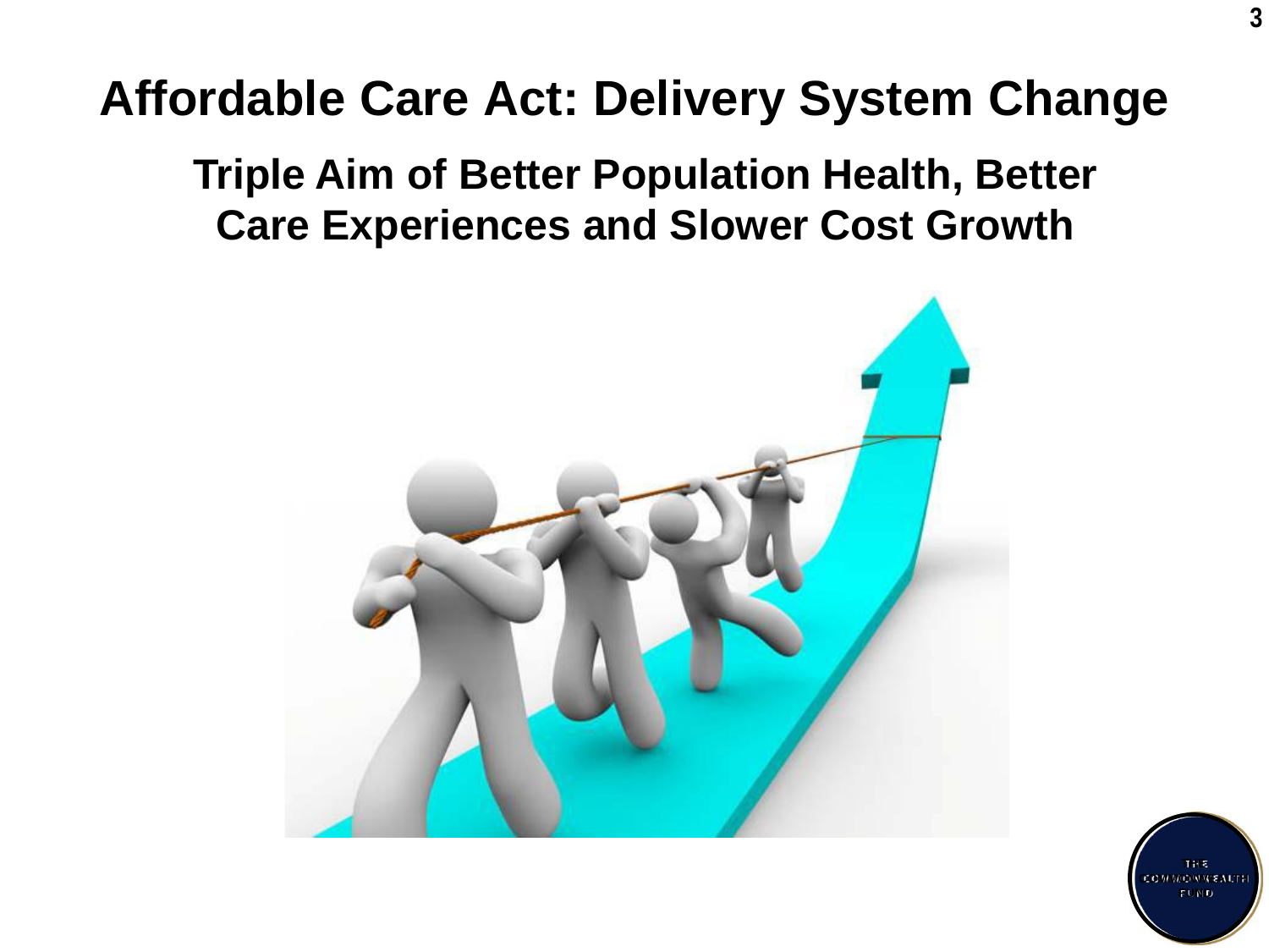# Affordable Care Act: Delivery System Change

## Triple Aim of Better Population Health, Better Care Experiences and Slower Cost Growth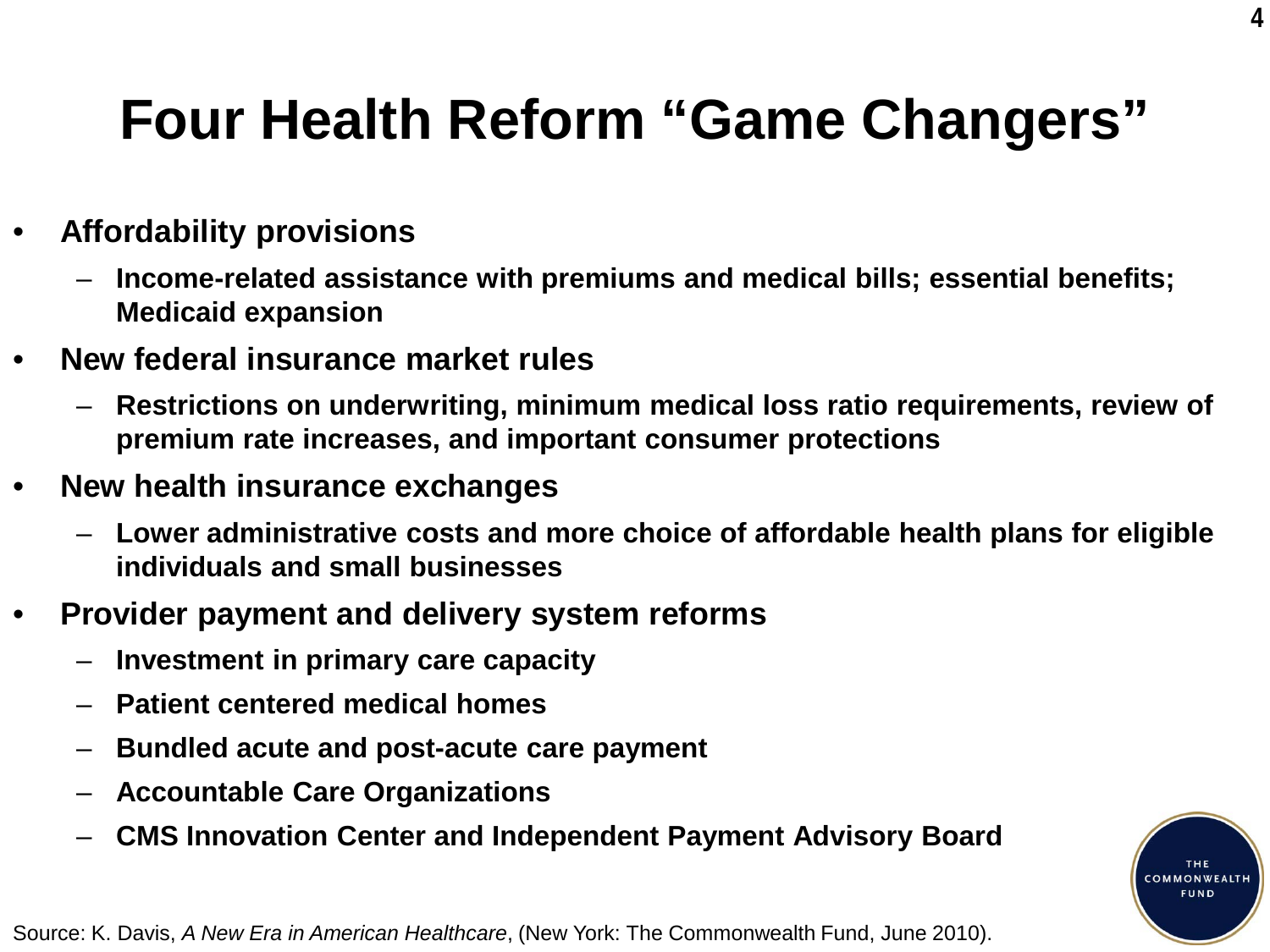# Four Health Reform "Game Changers"

- **Affordability provisions**
  - **Income-related assistance with premiums and medical bills; essential benefits; Medicaid expansion**
- **New federal insurance market rules**
  - **Restrictions on underwriting, minimum medical loss ratio requirements, review of premium rate increases, and important consumer protections**
- **New health insurance exchanges**
  - **Lower administrative costs and more choice of affordable health plans for eligible individuals and small businesses**
- **Provider payment and delivery system reforms**
  - **Investment in primary care capacity**
  - **Patient centered medical homes**
  - **Bundled acute and post-acute care payment**
  - **Accountable Care Organizations**
  - **CMS Innovation Center and Independent Payment Advisory Board**

Source: K. Davis, *A New Era in American Healthcare*, (New York: The Commonwealth Fund, June 2010).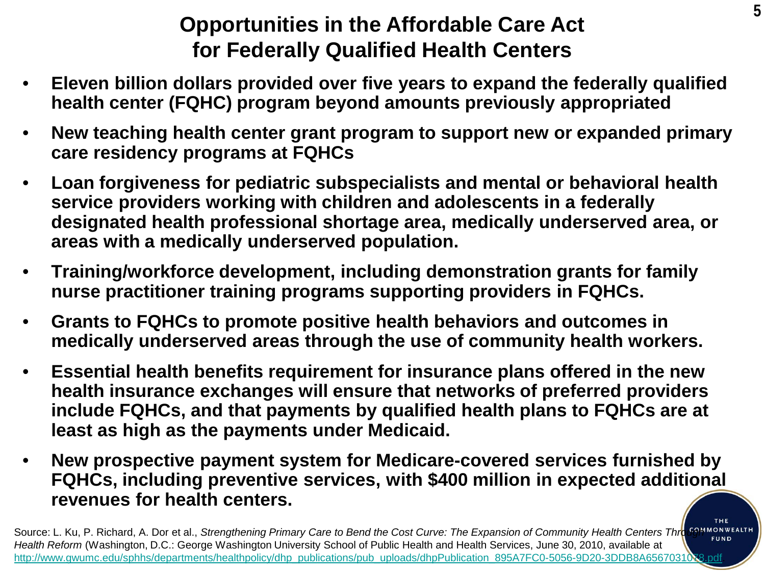# Opportunities in the Affordable Care Act for Federally Qualified Health Centers

- **Eleven billion dollars provided over five years to expand the federally qualified health center (FQHC) program beyond amounts previously appropriated**
- **New teaching health center grant program to support new or expanded primary care residency programs at FQHCs**
- **Loan forgiveness for pediatric subspecialists and mental or behavioral health service providers working with children and adolescents in a federally designated health professional shortage area, medically underserved area, or areas with a medically underserved population.**
- **Training/workforce development, including demonstration grants for family nurse practitioner training programs supporting providers in FQHCs.**
- **Grants to FQHCs to promote positive health behaviors and outcomes in medically underserved areas through the use of community health workers.**
- **Essential health benefits requirement for insurance plans offered in the new health insurance exchanges will ensure that networks of preferred providers include FQHCs, and that payments by qualified health plans to FQHCs are at least as high as the payments under Medicaid.**
- **New prospective payment system for Medicare-covered services furnished by FQHCs, including preventive services, with $400 million in expected additional revenues for health centers.**

Source: L. Ku, P. Richard, A. Dor et al., *Strengthening Primary Care to Bend the Cost Curve: The Expansion of Community Health Centers Through Health Reform* (Washington, D.C.: George Washington University School of Public Health and Health Services, June 30, 2010, available at http://www.gwumc.edu/sphhs/departments/healthpolicy/dhp_publications/pub_uploads/dhpPublication_895A7FC0-5056-9D20-3DDB8A6567031078.pdf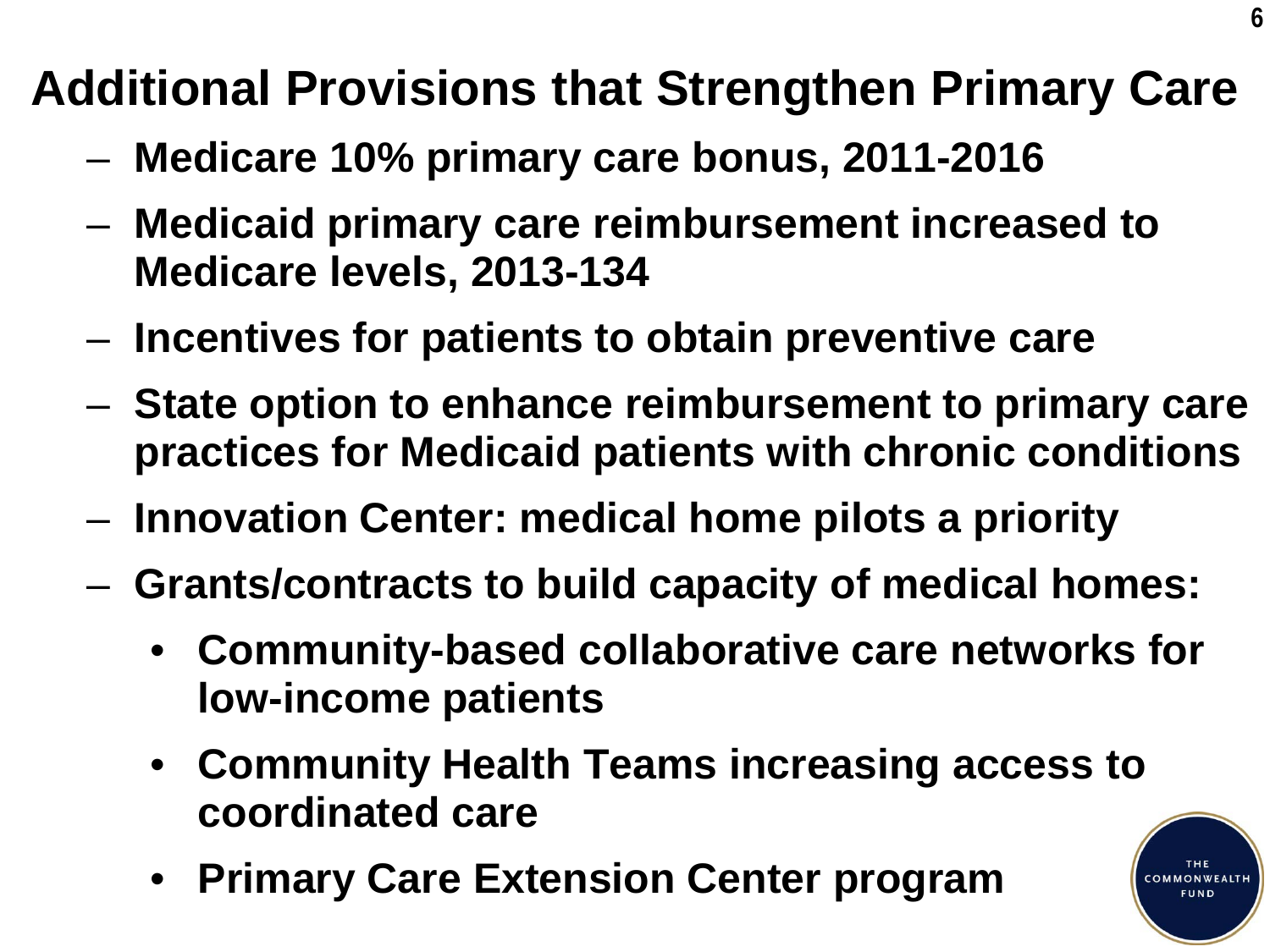# Additional Provisions that Strengthen Primary Care

- **Medicare 10% primary care bonus, 2011-2016**
- **Medicaid primary care reimbursement increased to Medicare levels, 2013-134**
- **Incentives for patients to obtain preventive care**
- **State option to enhance reimbursement to primary care practices for Medicaid patients with chronic conditions**
- **Innovation Center: medical home pilots a priority**
- **Grants/contracts to build capacity of medical homes:**
  - **Community-based collaborative care networks for low-income patients**
  - **Community Health Teams increasing access to coordinated care**
  - **Primary Care Extension Center program**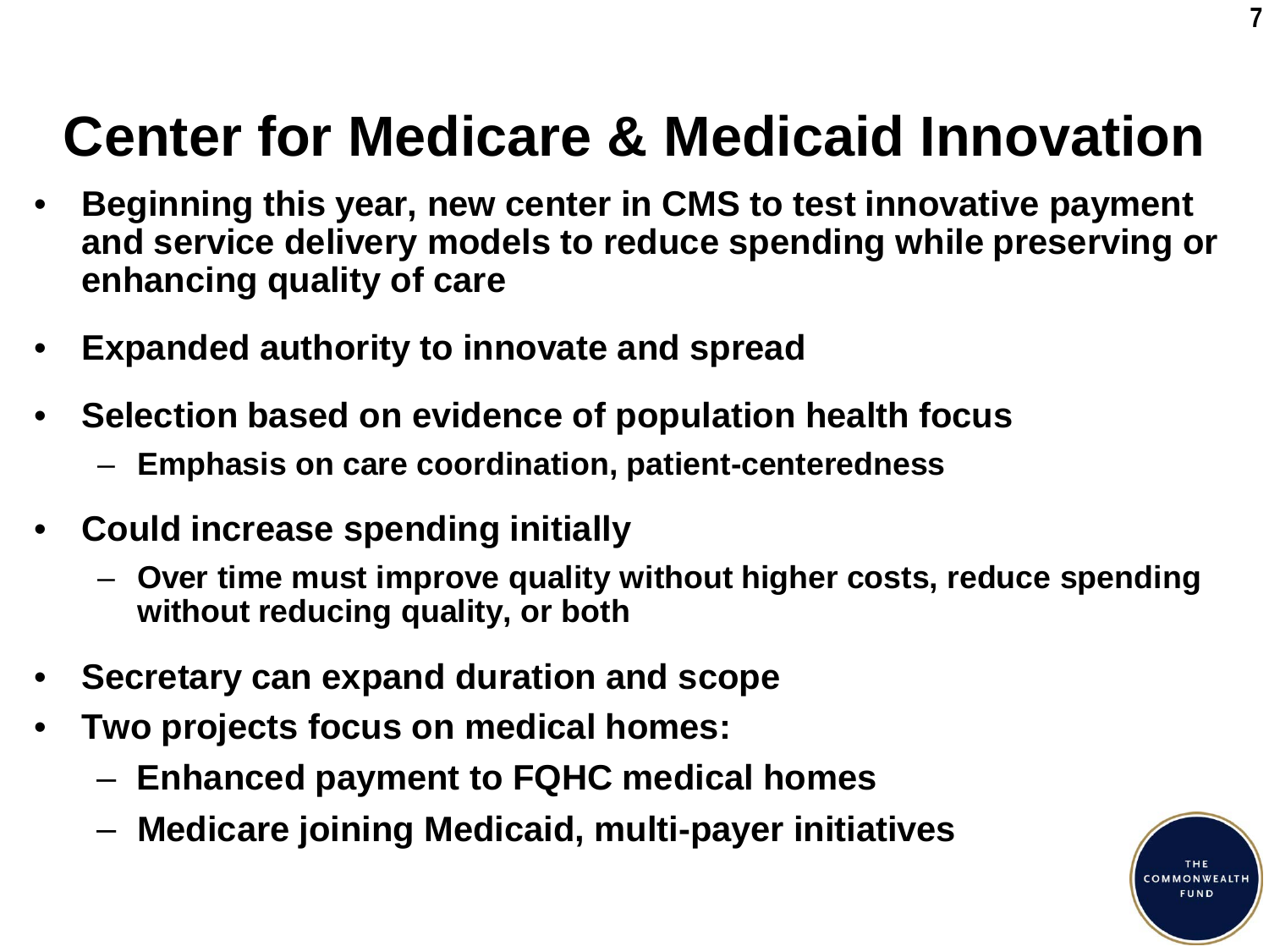# Center for Medicare & Medicaid Innovation

- Beginning this year, new center in CMS to test innovative payment and service delivery models to reduce spending while preserving or enhancing quality of care
- Expanded authority to innovate and spread
- Selection based on evidence of population health focus
  - Emphasis on care coordination, patient-centeredness
- Could increase spending initially
  - Over time must improve quality without higher costs, reduce spending without reducing quality, or both
- Secretary can expand duration and scope
- Two projects focus on medical homes:
  - Enhanced payment to FQHC medical homes
  - Medicare joining Medicaid, multi-payer initiatives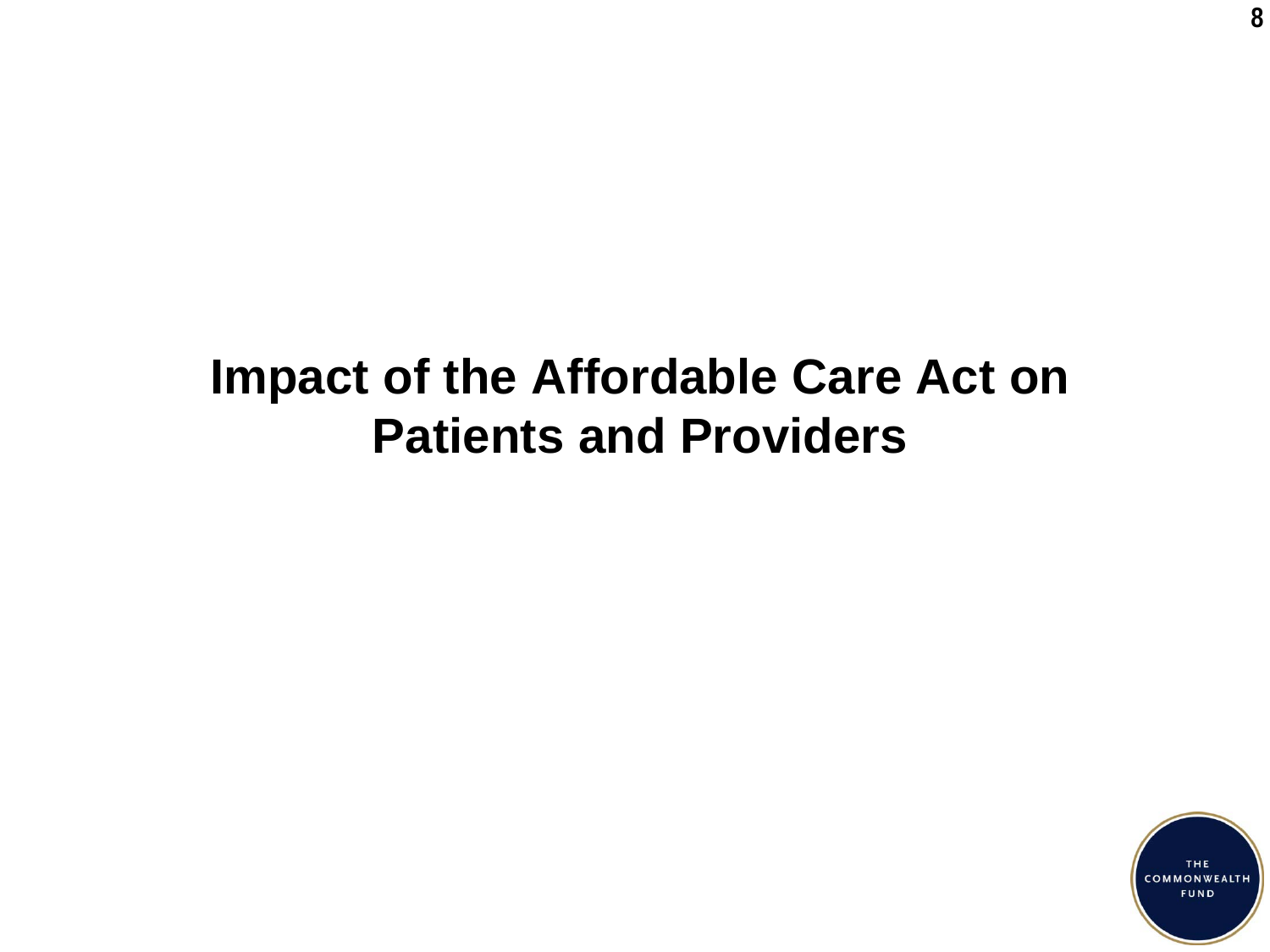# Impact of the Affordable Care Act on Patients and Providers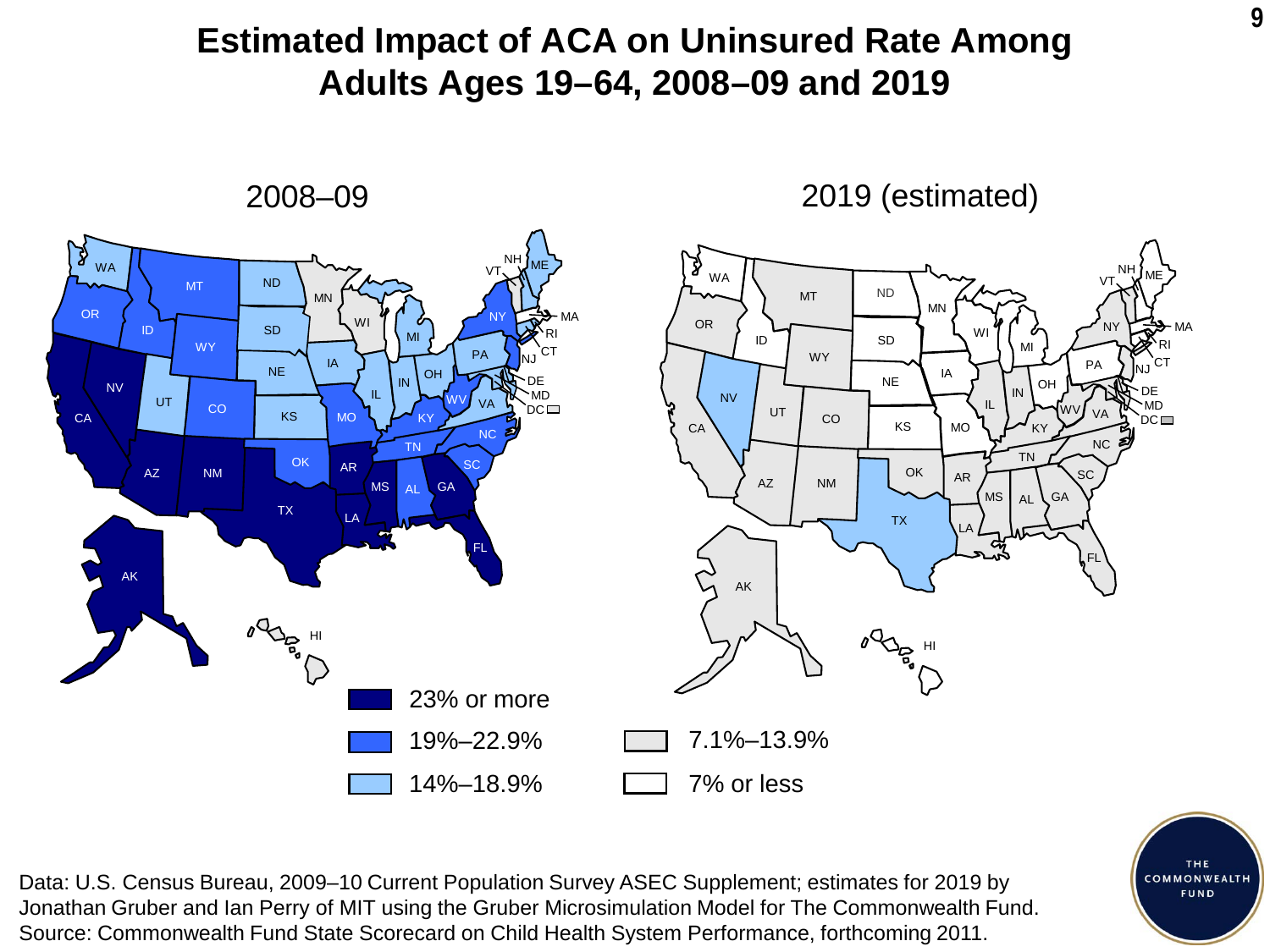# Estimated Impact of ACA on Uninsured Rate Among Adults Ages 19–64, 2008–09 and 2019

2008–09

2019 (estimated)

- 23% or more
- 19%–22.9%
- 14%–18.9%
- 7.1%–13.9%
- 7% or less

Data: U.S. Census Bureau, 2009–10 Current Population Survey ASEC Supplement; estimates for 2019 by Jonathan Gruber and Ian Perry of MIT using the Gruber Microsimulation Model for The Commonwealth Fund.
Source: Commonwealth Fund State Scorecard on Child Health System Performance, forthcoming 2011.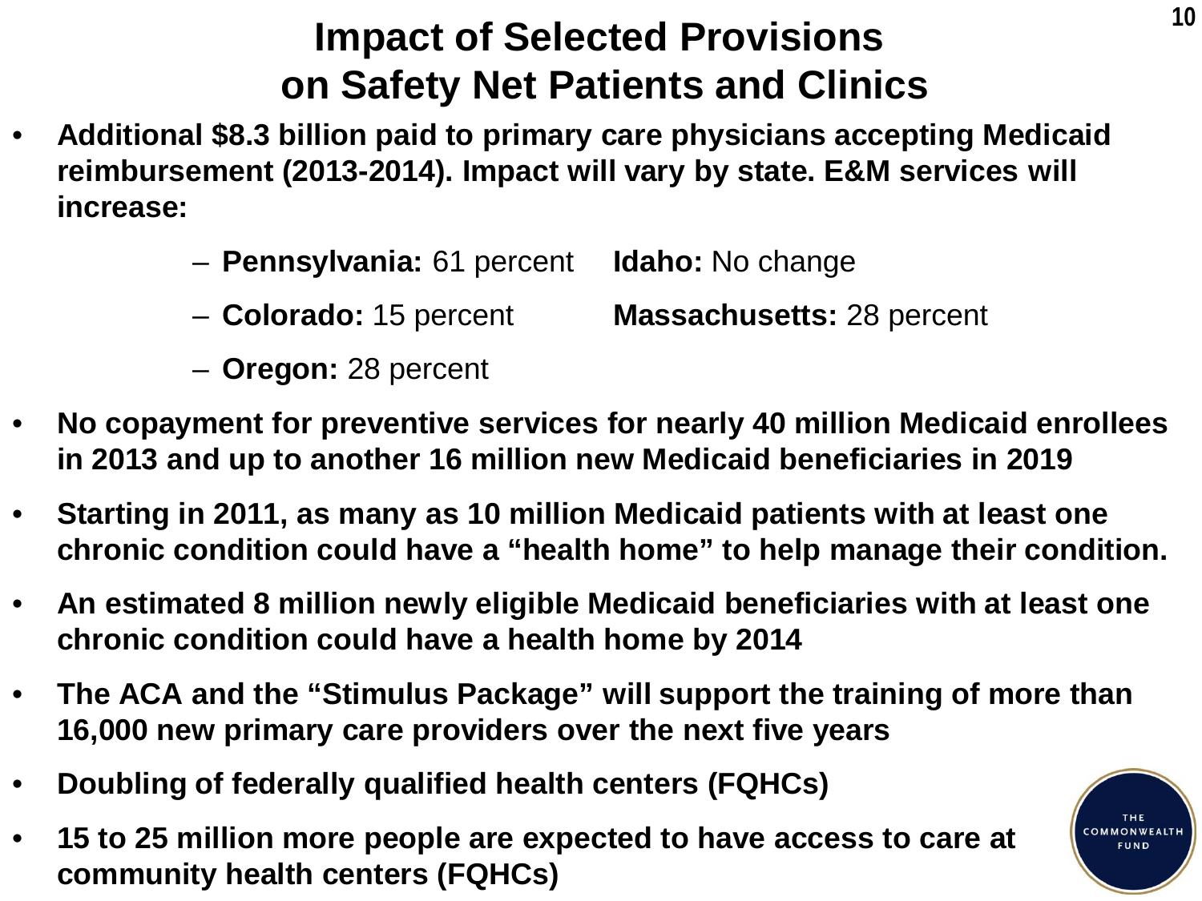# Impact of Selected Provisions on Safety Net Patients and Clinics

- **Additional $8.3 billion paid to primary care physicians accepting Medicaid reimbursement (2013-2014). Impact will vary by state. E&M services will increase:**
  - **Pennsylvania:** 61 percent
  - **Idaho:** No change
  - **Colorado:** 15 percent
  - **Massachusetts:** 28 percent
  - **Oregon:** 28 percent
- **No copayment for preventive services for nearly 40 million Medicaid enrollees in 2013 and up to another 16 million new Medicaid beneficiaries in 2019**
- **Starting in 2011, as many as 10 million Medicaid patients with at least one chronic condition could have a "health home" to help manage their condition.**
- **An estimated 8 million newly eligible Medicaid beneficiaries with at least one chronic condition could have a health home by 2014**
- **The ACA and the "Stimulus Package" will support the training of more than 16,000 new primary care providers over the next five years**
- **Doubling of federally qualified health centers (FQHCs)**
- **15 to 25 million more people are expected to have access to care at community health centers (FQHCs)**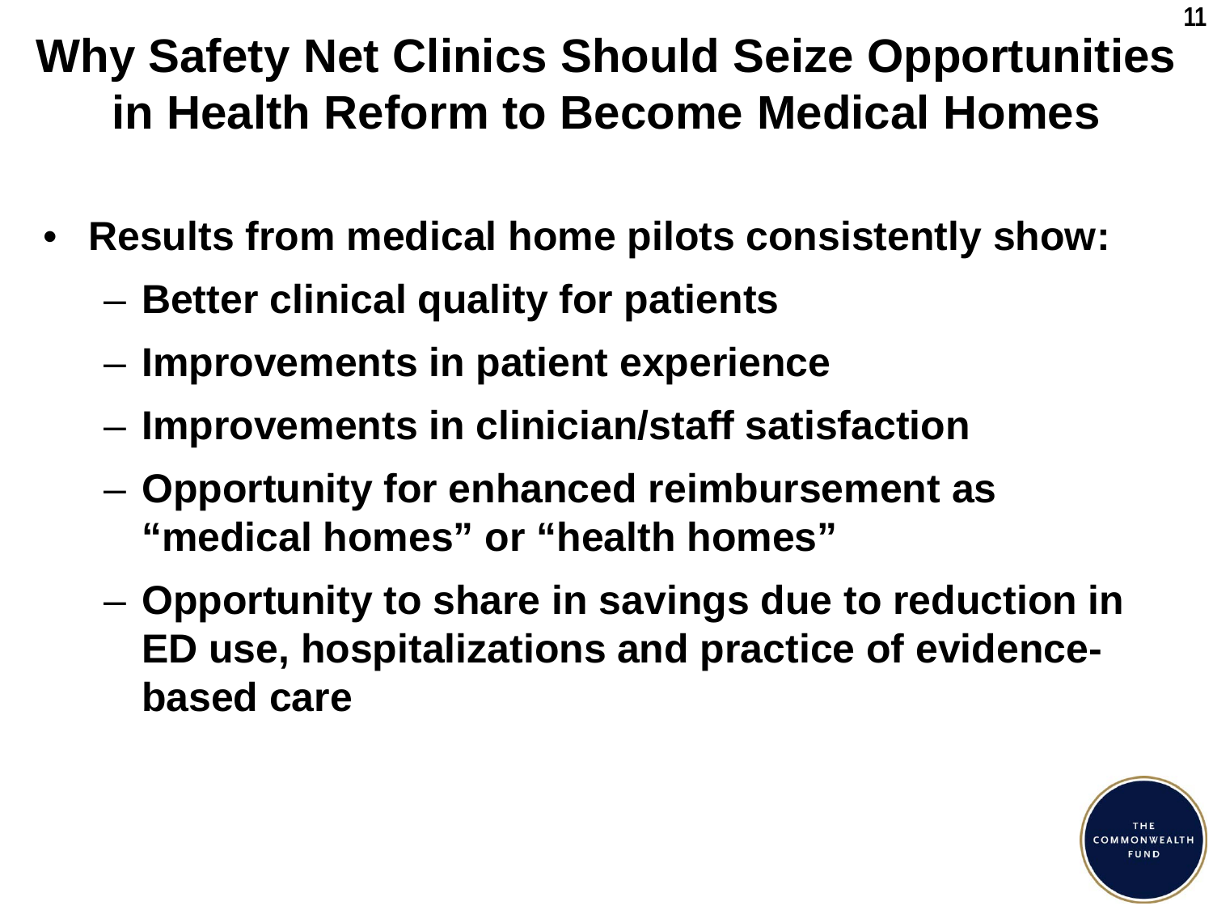# Why Safety Net Clinics Should Seize Opportunities in Health Reform to Become Medical Homes

- **Results from medical home pilots consistently show:**
  - **Better clinical quality for patients**
  - **Improvements in patient experience**
  - **Improvements in clinician/staff satisfaction**
  - **Opportunity for enhanced reimbursement as "medical homes" or "health homes"**
  - **Opportunity to share in savings due to reduction in ED use, hospitalizations and practice of evidence-based care**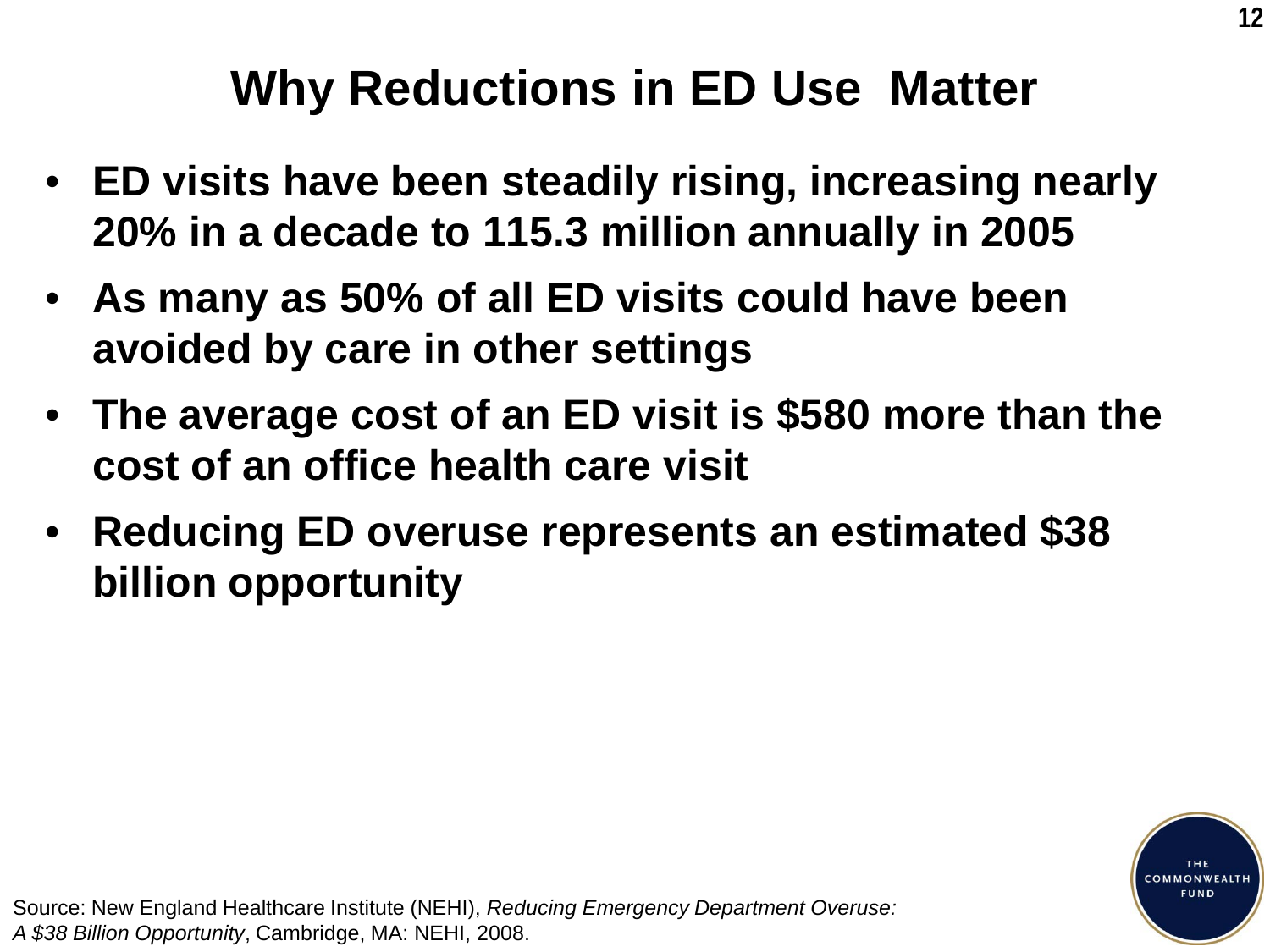# Why Reductions in ED Use Matter

- **ED visits have been steadily rising, increasing nearly 20% in a decade to 115.3 million annually in 2005**
- **As many as 50% of all ED visits could have been avoided by care in other settings**
- **The average cost of an ED visit is $580 more than the cost of an office health care visit**
- **Reducing ED overuse represents an estimated $38 billion opportunity**

Source: New England Healthcare Institute (NEHI), *Reducing Emergency Department Overuse: A $38 Billion Opportunity*, Cambridge, MA: NEHI, 2008.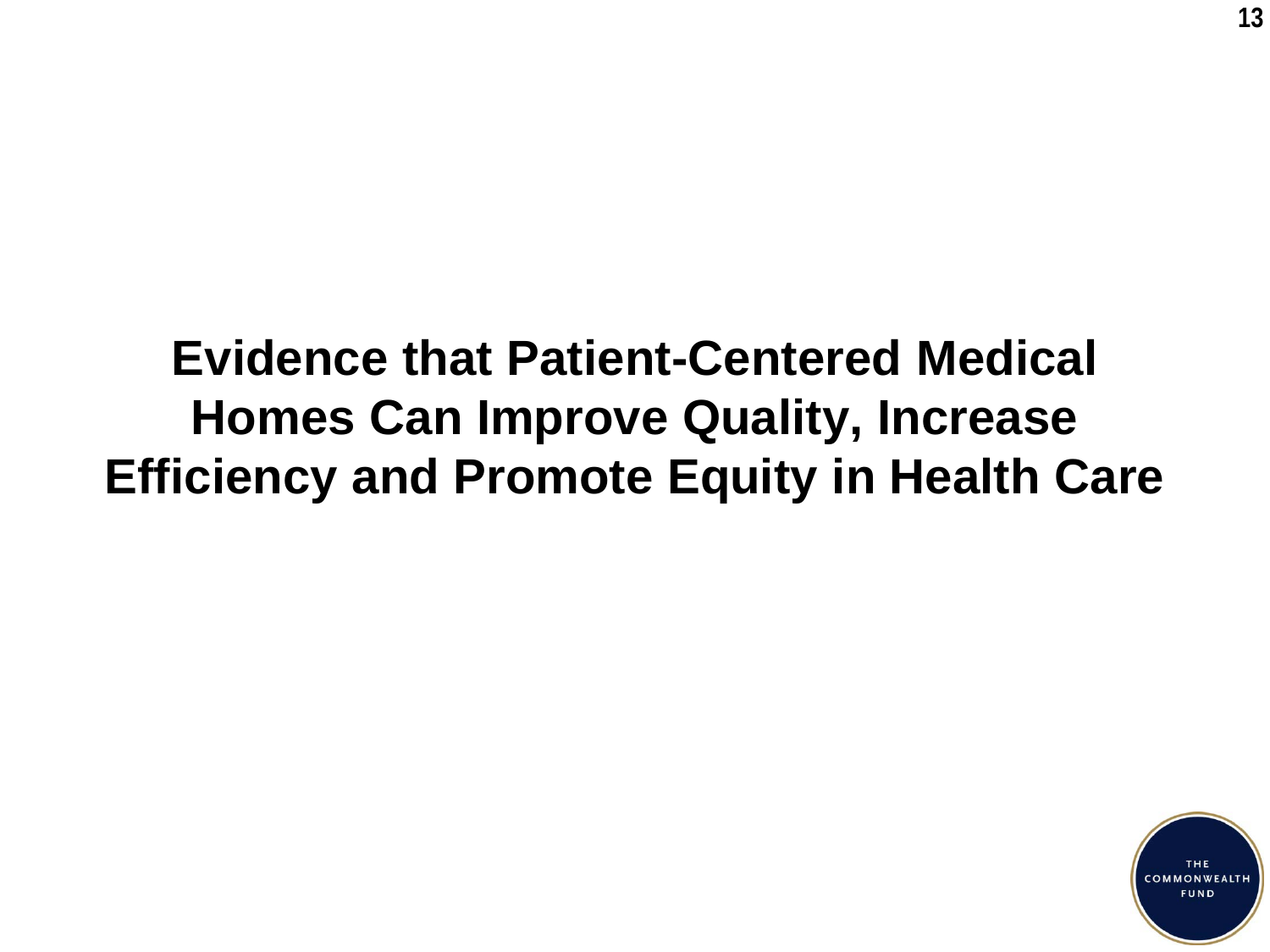# Evidence that Patient-Centered Medical Homes Can Improve Quality, Increase Efficiency and Promote Equity in Health Care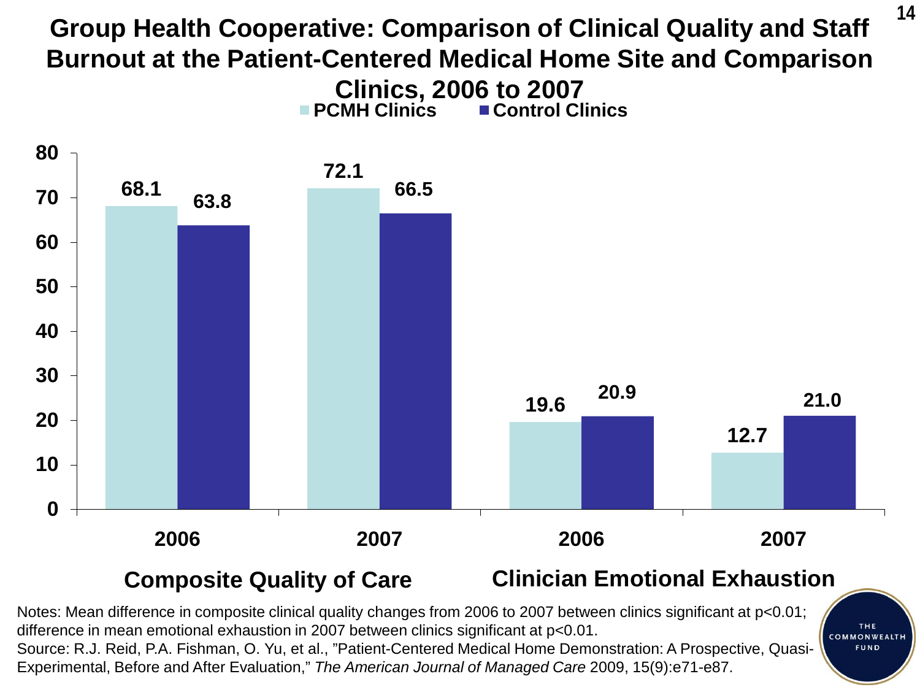# Group Health Cooperative: Comparison of Clinical Quality and Staff Burnout at the Patient-Centered Medical Home Site and Comparison Clinics, 2006 to 2007

| | Composite Quality of Care 2006 | Composite Quality of Care 2007 | Clinician Emotional Exhaustion 2006 | Clinician Emotional Exhaustion 2007 |
|---|---|---|---|---|
| PCMH Clinics | 68.1 | 72.1 | 19.6 | 12.7 |
| Control Clinics | 63.8 | 66.5 | 20.9 | 21.0 |

Notes: Mean difference in composite clinical quality changes from 2006 to 2007 between clinics significant at $p<0.01$; difference in mean emotional exhaustion in 2007 between clinics significant at $p<0.01$.

Source: R.J. Reid, P.A. Fishman, O. Yu, et al., "Patient-Centered Medical Home Demonstration: A Prospective, Quasi-Experimental, Before and After Evaluation," *The American Journal of Managed Care* 2009, 15(9):e71-e87.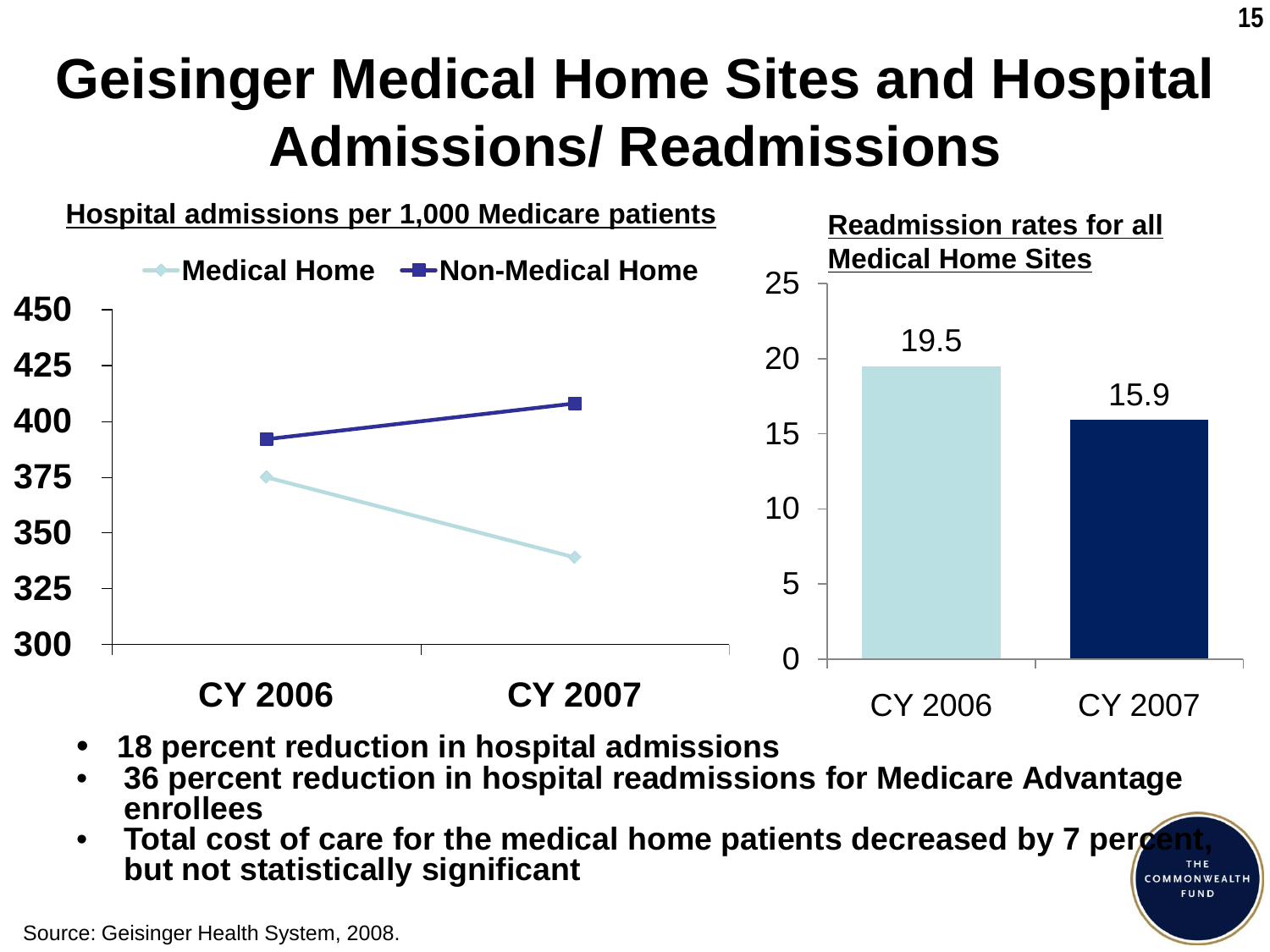# Geisinger Medical Home Sites and Hospital Admissions/ Readmissions

**Hospital admissions per 1,000 Medicare patients**

Medical Home — Non-Medical Home

| | CY 2006 | CY 2007 |
|---|---|---|
| Medical Home | 375 | 339 |
| Non-Medical Home | 392 | 408 |

**Readmission rates for all Medical Home Sites**

| CY 2006 | CY 2007 |
|---|---|
| 19.5 | 15.9 |

- **18 percent reduction in hospital admissions**
- **36 percent reduction in hospital readmissions for Medicare Advantage enrollees**
- **Total cost of care for the medical home patients decreased by 7 percent, but not statistically significant**

Source: Geisinger Health System, 2008.

THE COMMONWEALTH FUND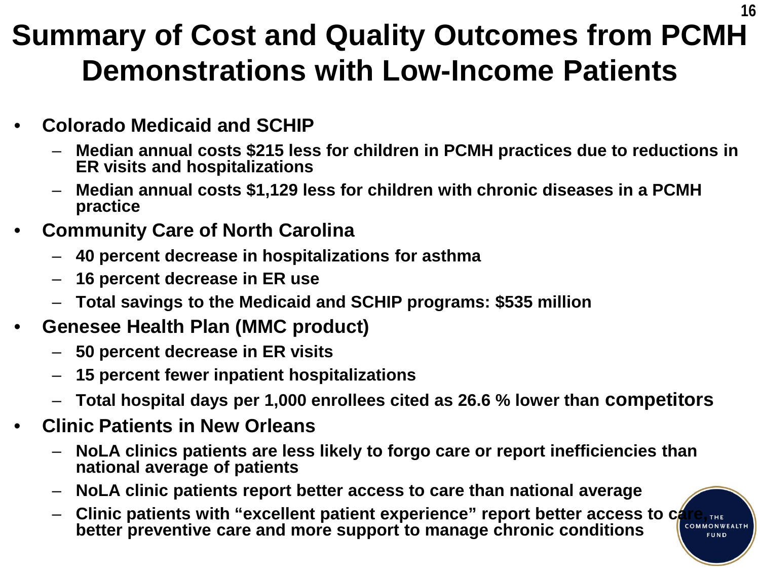# Summary of Cost and Quality Outcomes from PCMH Demonstrations with Low-Income Patients

- **Colorado Medicaid and SCHIP**
  - **Median annual costs $215 less for children in PCMH practices due to reductions in ER visits and hospitalizations**
  - **Median annual costs $1,129 less for children with chronic diseases in a PCMH practice**
- **Community Care of North Carolina**
  - **40 percent decrease in hospitalizations for asthma**
  - **16 percent decrease in ER use**
  - **Total savings to the Medicaid and SCHIP programs: $535 million**
- **Genesee Health Plan (MMC product)**
  - **50 percent decrease in ER visits**
  - **15 percent fewer inpatient hospitalizations**
  - **Total hospital days per 1,000 enrollees cited as 26.6 % lower than competitors**
- **Clinic Patients in New Orleans**
  - **NoLA clinics patients are less likely to forgo care or report inefficiencies than national average of patients**
  - **NoLA clinic patients report better access to care than national average**
  - **Clinic patients with "excellent patient experience" report better access to care, better preventive care and more support to manage chronic conditions**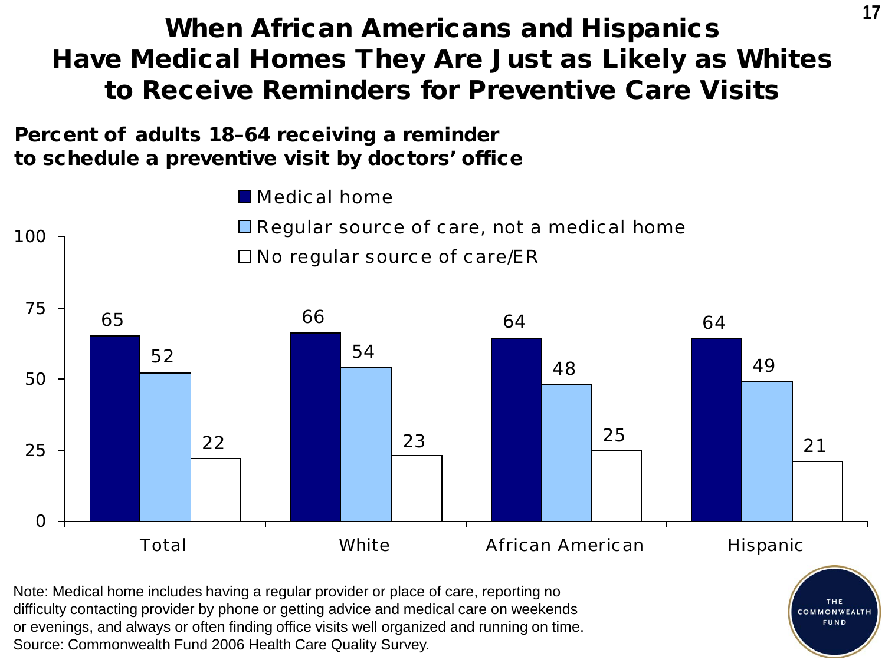# When African Americans and Hispanics Have Medical Homes They Are Just as Likely as Whites to Receive Reminders for Preventive Care Visits

**Percent of adults 18–64 receiving a reminder to schedule a preventive visit by doctors' office**

| | Medical home | Regular source of care, not a medical home | No regular source of care/ER |
|---|---|---|---|
| Total | 65 | 52 | 22 |
| White | 66 | 54 | 23 |
| African American | 64 | 48 | 25 |
| Hispanic | 64 | 49 | 21 |

Note: Medical home includes having a regular provider or place of care, reporting no difficulty contacting provider by phone or getting advice and medical care on weekends or evenings, and always or often finding office visits well organized and running on time.
Source: Commonwealth Fund 2006 Health Care Quality Survey.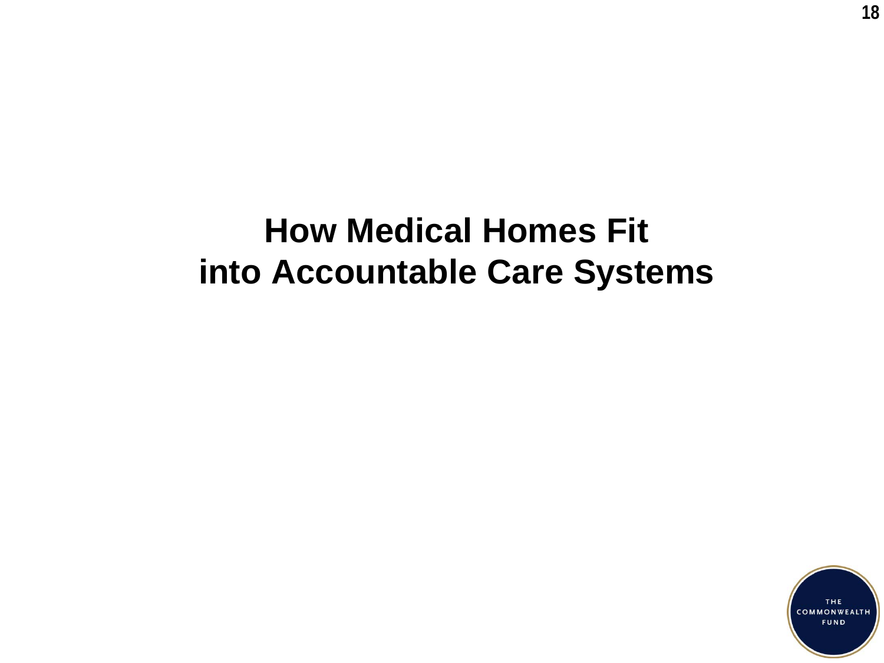# How Medical Homes Fit into Accountable Care Systems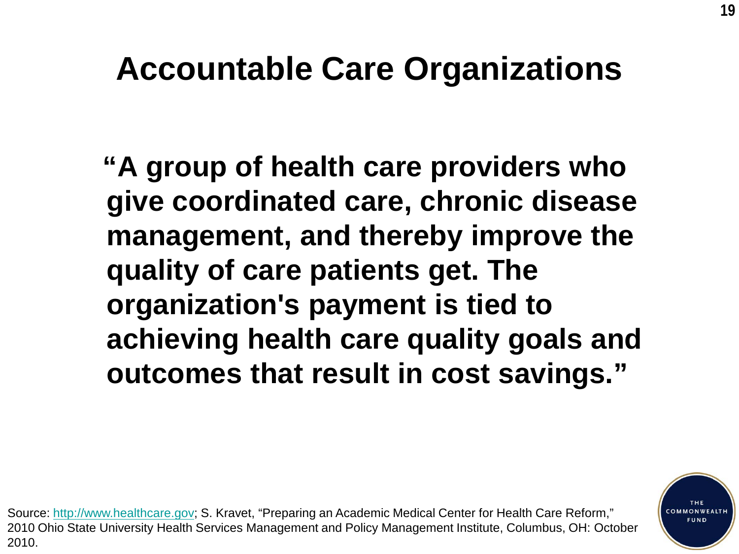# Accountable Care Organizations

**"A group of health care providers who give coordinated care, chronic disease management, and thereby improve the quality of care patients get. The organization's payment is tied to achieving health care quality goals and outcomes that result in cost savings."**

Source: http://www.healthcare.gov; S. Kravet, "Preparing an Academic Medical Center for Health Care Reform," 2010 Ohio State University Health Services Management and Policy Management Institute, Columbus, OH: October 2010.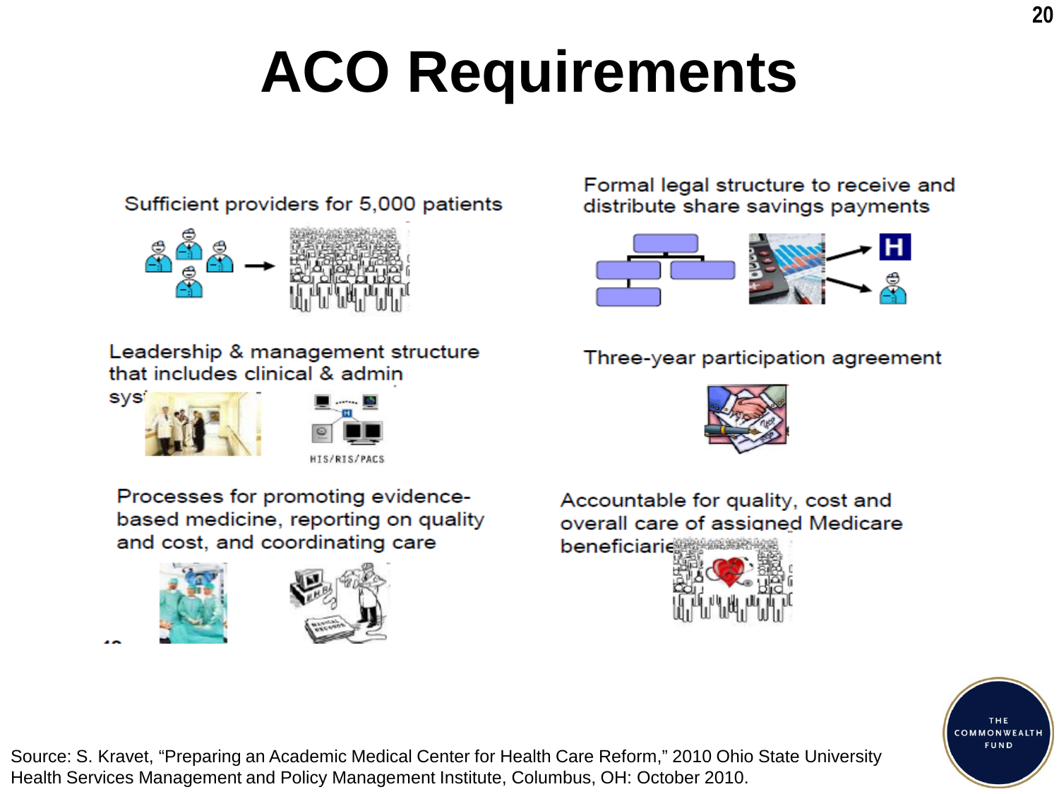# ACO Requirements

Sufficient providers for 5,000 patients

Formal legal structure to receive and distribute share savings payments

Leadership & management structure that includes clinical & admin sys

Three-year participation agreement

Processes for promoting evidence-based medicine, reporting on quality and cost, and coordinating care

Accountable for quality, cost and overall care of assigned Medicare beneficiaries

Source: S. Kravet, "Preparing an Academic Medical Center for Health Care Reform," 2010 Ohio State University Health Services Management and Policy Management Institute, Columbus, OH: October 2010.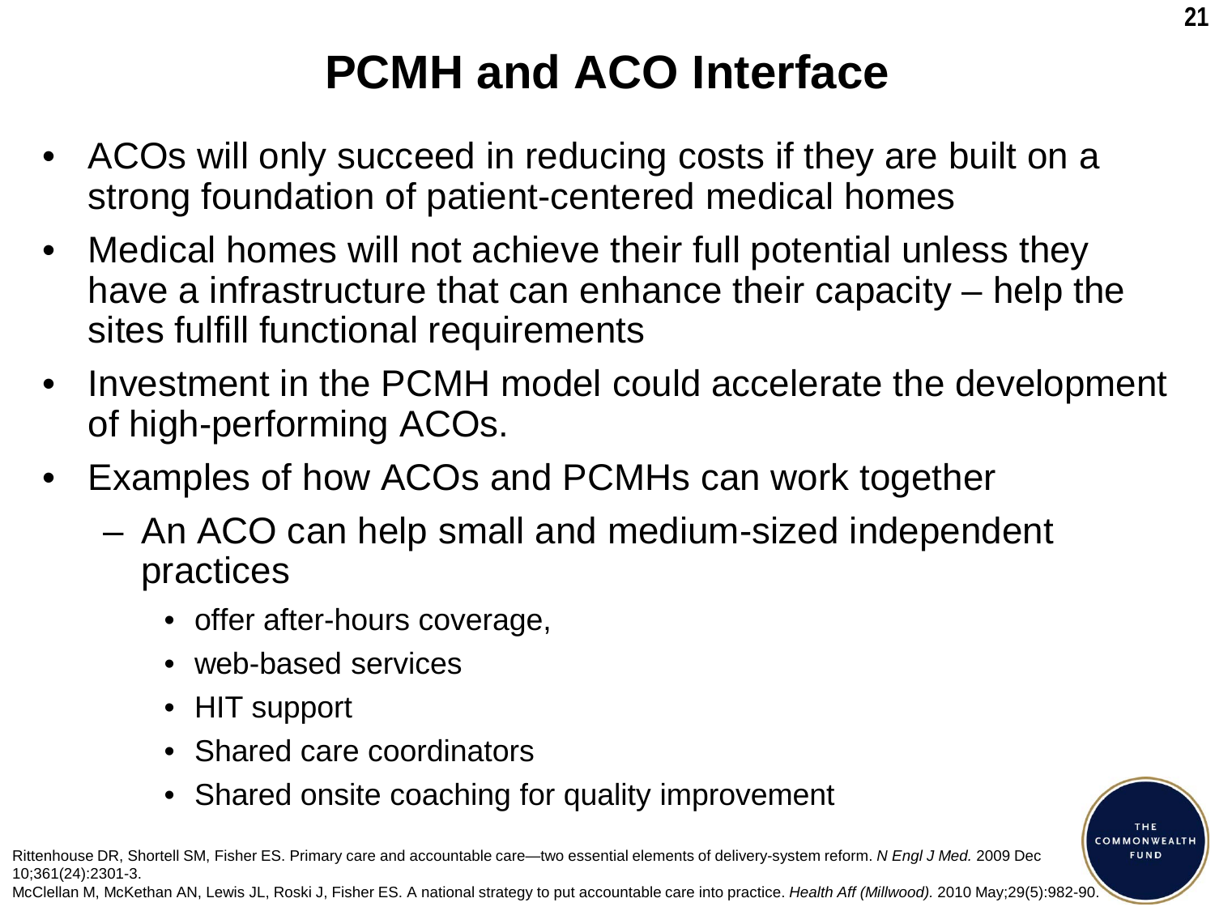# PCMH and ACO Interface

- ACOs will only succeed in reducing costs if they are built on a strong foundation of patient-centered medical homes
- Medical homes will not achieve their full potential unless they have a infrastructure that can enhance their capacity – help the sites fulfill functional requirements
- Investment in the PCMH model could accelerate the development of high-performing ACOs.
- Examples of how ACOs and PCMHs can work together
  - An ACO can help small and medium-sized independent practices
    - offer after-hours coverage,
    - web-based services
    - HIT support
    - Shared care coordinators
    - Shared onsite coaching for quality improvement

Rittenhouse DR, Shortell SM, Fisher ES. Primary care and accountable care—two essential elements of delivery-system reform. *N Engl J Med.* 2009 Dec 10;361(24):2301-3.

McClellan M, McKethan AN, Lewis JL, Roski J, Fisher ES. A national strategy to put accountable care into practice. *Health Aff (Millwood).* 2010 May;29(5):982-90.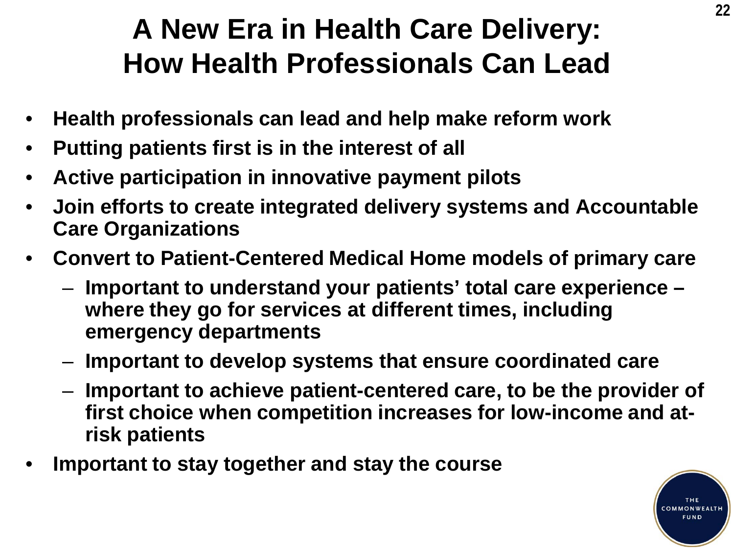# A New Era in Health Care Delivery: How Health Professionals Can Lead

- **Health professionals can lead and help make reform work**
- **Putting patients first is in the interest of all**
- **Active participation in innovative payment pilots**
- **Join efforts to create integrated delivery systems and Accountable Care Organizations**
- **Convert to Patient-Centered Medical Home models of primary care**
  - **Important to understand your patients' total care experience – where they go for services at different times, including emergency departments**
  - **Important to develop systems that ensure coordinated care**
  - **Important to achieve patient-centered care, to be the provider of first choice when competition increases for low-income and at-risk patients**
- **Important to stay together and stay the course**

THE COMMONWEALTH FUND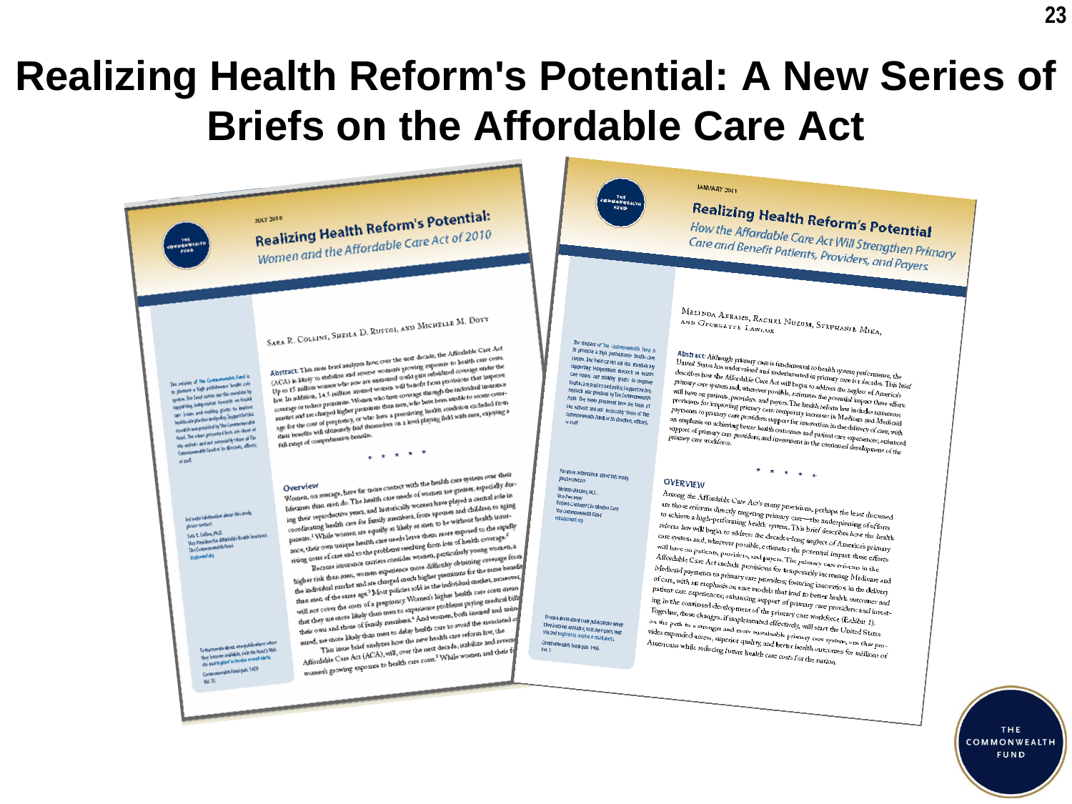# Realizing Health Reform's Potential: A New Series of Briefs on the Affordable Care Act

JULY 2010

## Realizing Health Reform's Potential: *Women and the Affordable Care Act of 2010*

Sara R. Collins, Sheila D. Rustgi, and Michelle M. Doty

**Abstract** This issue brief analyzes how, over the next decade, the Affordable Care Act (ACA) is likely to stabilize and reverse women's growing exposure to health care costs. Up to 15 million women who now are uninsured could gain subsidized coverage under the law. In addition, 14.5 million insured women will benefit from provisions that improve coverage or reduce premiums. Women who have coverage through the individual insurance market and are charged higher premiums than men, who have been unable to secure coverage for the cost of pregnancy, or who have a preexisting health condition excluded from their benefits will ultimately find themselves on a level playing field with men, enjoying a full range of comprehensive benefits.

\* \* \* \* \*

### Overview

Women, on average, have far more contact with the health care system over their lifetimes than men do. The health care needs of women are greater, especially during their reproductive years, and historically women have played a central role in coordinating health care for family members, from spouses and children to aging parents.[1] While women are equally as likely as men to be without health insurance, their own unique health care needs leave them more exposed to the rapidly rising costs of care and to the problems resulting from loss of health coverage.[2]

Because insurance carriers consider women, particularly young women, a higher risk than men, women experience more difficulty obtaining coverage from the individual market and are charged much higher premiums for the same benefits than men of the same age.[3] Most policies sold in the individual market, moreover, will not cover the costs of a pregnancy. Women's higher health care costs mean that they are more likely than men to experience problems paying medical bills, their own and those of family members.[4] And women, both insured and uninsured, are more likely than men to delay health care to avoid the associated costs.

This issue brief analyzes how the new health care reform law, the Affordable Care Act (ACA), will, over the next decade, stabilize and reverse women's growing exposure to health care costs.[5] While women and their f...

The mission of The Commonwealth Fund is to promote a high performance health care system. The Fund carries out this mandate by supporting independent research on health care issues and making grants to improve health care practice and policy. Support for this research was provided by The Commonwealth Fund. The views presented here are those of the authors and not necessarily those of The Commonwealth Fund or its directors, officers, or staff.

For more information about this study, please contact:
Sara R. Collins, Ph.D.
Vice President for Affordable Health Insurance
The Commonwealth Fund
src@cmwf.org

To learn more about new publications when they become available, visit the Fund's Web site and register to receive email alerts.
Commonwealth Fund pub. 1429
Vol. 35

JANUARY 2011

## Realizing Health Reform's Potential: *How the Affordable Care Act Will Strengthen Primary Care and Benefit Patients, Providers, and Payers*

Melinda Abrams, Rachel Nuzum, Stephanie Mika, and Georgette Lawlor

**Abstract:** Although primary care is fundamental to health system performance, the United States has undervalued and underinvested in primary care for decades. This brief describes how the Affordable Care Act will begin to address the neglect of America's primary care system and, wherever possible, estimates the potential impact these efforts will have on patients, providers, and payers. The health reform law includes numerous provisions for improving primary care: temporary increases in Medicare and Medicaid payments to primary care providers; support for innovation in the delivery of care, with an emphasis on achieving better health outcomes and patient care experiences; enhanced support of primary care providers; and investment in the continued development of the primary care workforce.

\* \* \* \* \*

### Overview

Among the Affordable Care Act's many provisions, perhaps the least discussed are those reforms directly targeting primary care—the underpinning of efforts to achieve a high-performing health system. This brief describes how the health reform law will begin to address the decades-long neglect of America's primary care system and, wherever possible, estimates the potential impact these efforts will have on patients, providers, and payers. The primary care reforms in the Affordable Care Act include provisions for temporarily increasing Medicare and Medicaid payments to primary care providers; fostering innovation in the delivery of care, with an emphasis on care models that lead to better health outcomes and patient care experiences; enhancing support of primary care providers; and investing in the continued development of the primary care workforce (Exhibit 1). Together, these changes, if implemented effectively, will start the United States on the path to a stronger and more sustainable primary care system, one that provides expanded access, superior quality, and better health outcomes for millions of Americans while reducing future health costs for the nation.

The mission of The Commonwealth Fund is to promote a high performance health care system. The Fund carries out this mandate by supporting independent research on health care issues and making grants to improve health care practice and policy. Support for this research was provided by The Commonwealth Fund. The views presented here are those of the authors and not necessarily those of The Commonwealth Fund or its directors, officers, or staff.

For more information about this study, please contact:
Melinda Abrams, M.S.
Vice President
Patient-Centered Coordinated Care
The Commonwealth Fund
mka@cmwf.org

To learn more about new publications when they become available, visit the Fund's Web site and register to receive email alerts.
Commonwealth Fund pub. 1466
Vol. 1